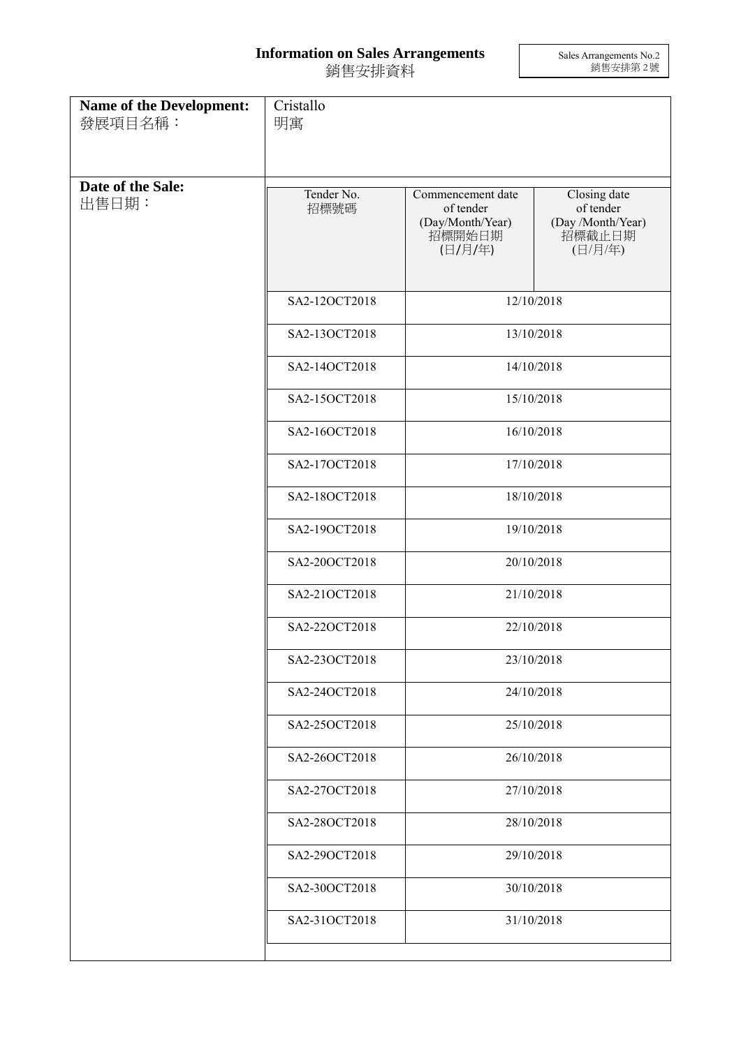# Information on Sales Arrangements
# 銷售安排資料

Sales Arrangements No.2
銷售安排第 2 號

| **Name of the Development:** 發展項目名稱： | Cristallo 明寓 | | |
|---|---|---|---|
| **Date of the Sale:** 出售日期： | Tender No. 招標號碼 | Commencement date of tender (Day/Month/Year) 招標開始日期 (日/月/年) | Closing date of tender (Day /Month/Year) 招標截止日期 (日/月/年) |
| | SA2-12OCT2018 | 12/10/2018 | |
| | SA2-13OCT2018 | 13/10/2018 | |
| | SA2-14OCT2018 | 14/10/2018 | |
| | SA2-15OCT2018 | 15/10/2018 | |
| | SA2-16OCT2018 | 16/10/2018 | |
| | SA2-17OCT2018 | 17/10/2018 | |
| | SA2-18OCT2018 | 18/10/2018 | |
| | SA2-19OCT2018 | 19/10/2018 | |
| | SA2-20OCT2018 | 20/10/2018 | |
| | SA2-21OCT2018 | 21/10/2018 | |
| | SA2-22OCT2018 | 22/10/2018 | |
| | SA2-23OCT2018 | 23/10/2018 | |
| | SA2-24OCT2018 | 24/10/2018 | |
| | SA2-25OCT2018 | 25/10/2018 | |
| | SA2-26OCT2018 | 26/10/2018 | |
| | SA2-27OCT2018 | 27/10/2018 | |
| | SA2-28OCT2018 | 28/10/2018 | |
| | SA2-29OCT2018 | 29/10/2018 | |
| | SA2-30OCT2018 | 30/10/2018 | |
| | SA2-31OCT2018 | 31/10/2018 | |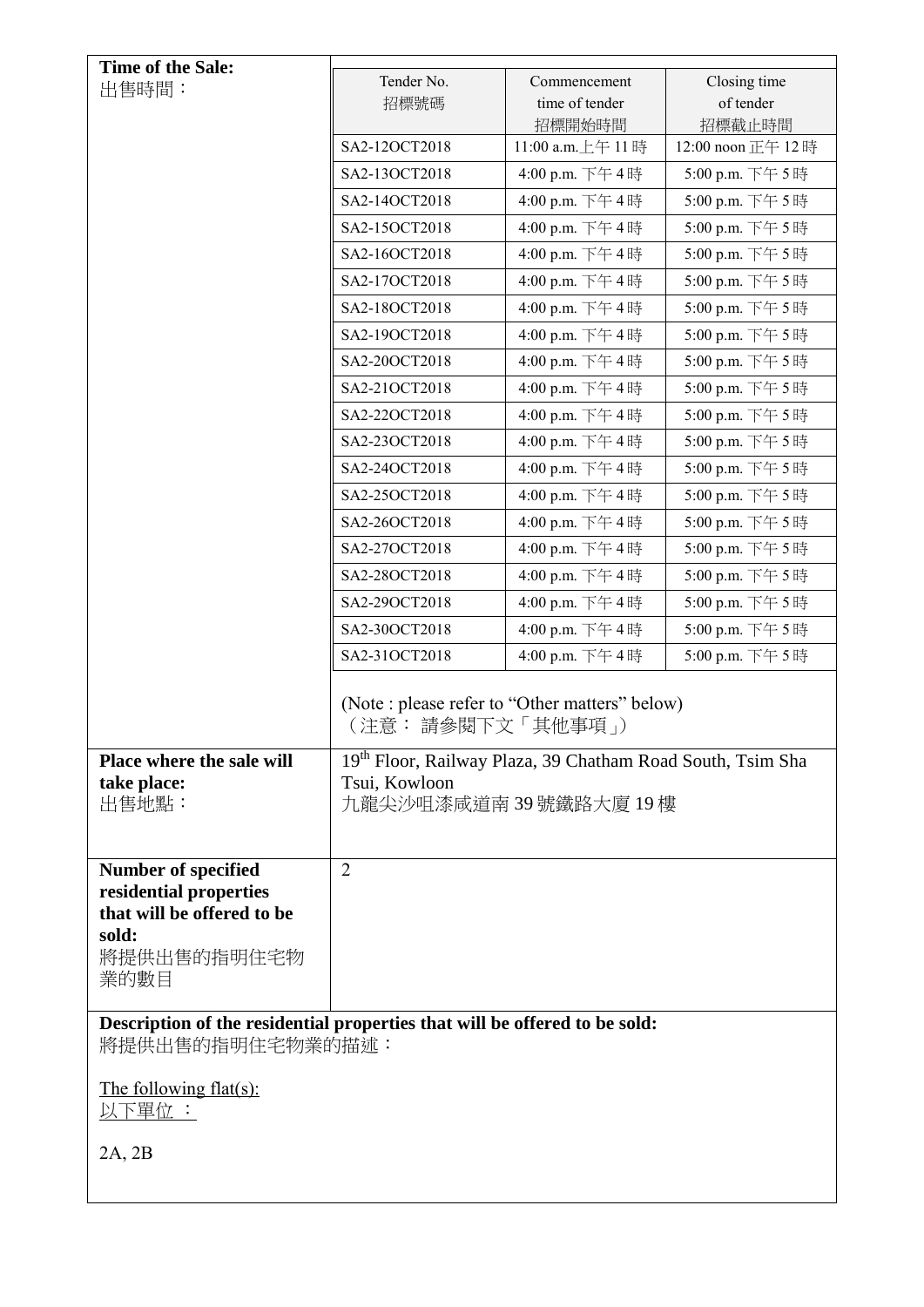| Time of the Sale: 出售時間： | Tender No. 招標號碼 | Commencement time of tender 招標開始時間 | Closing time of tender 招標截止時間 |
|---|---|---|---|
| | SA2-12OCT2018 | 11:00 a.m.上午 11 時 | 12:00 noon 正午 12 時 |
| | SA2-13OCT2018 | 4:00 p.m. 下午 4 時 | 5:00 p.m. 下午 5 時 |
| | SA2-14OCT2018 | 4:00 p.m. 下午 4 時 | 5:00 p.m. 下午 5 時 |
| | SA2-15OCT2018 | 4:00 p.m. 下午 4 時 | 5:00 p.m. 下午 5 時 |
| | SA2-16OCT2018 | 4:00 p.m. 下午 4 時 | 5:00 p.m. 下午 5 時 |
| | SA2-17OCT2018 | 4:00 p.m. 下午 4 時 | 5:00 p.m. 下午 5 時 |
| | SA2-18OCT2018 | 4:00 p.m. 下午 4 時 | 5:00 p.m. 下午 5 時 |
| | SA2-19OCT2018 | 4:00 p.m. 下午 4 時 | 5:00 p.m. 下午 5 時 |
| | SA2-20OCT2018 | 4:00 p.m. 下午 4 時 | 5:00 p.m. 下午 5 時 |
| | SA2-21OCT2018 | 4:00 p.m. 下午 4 時 | 5:00 p.m. 下午 5 時 |
| | SA2-22OCT2018 | 4:00 p.m. 下午 4 時 | 5:00 p.m. 下午 5 時 |
| | SA2-23OCT2018 | 4:00 p.m. 下午 4 時 | 5:00 p.m. 下午 5 時 |
| | SA2-24OCT2018 | 4:00 p.m. 下午 4 時 | 5:00 p.m. 下午 5 時 |
| | SA2-25OCT2018 | 4:00 p.m. 下午 4 時 | 5:00 p.m. 下午 5 時 |
| | SA2-26OCT2018 | 4:00 p.m. 下午 4 時 | 5:00 p.m. 下午 5 時 |
| | SA2-27OCT2018 | 4:00 p.m. 下午 4 時 | 5:00 p.m. 下午 5 時 |
| | SA2-28OCT2018 | 4:00 p.m. 下午 4 時 | 5:00 p.m. 下午 5 時 |
| | SA2-29OCT2018 | 4:00 p.m. 下午 4 時 | 5:00 p.m. 下午 5 時 |
| | SA2-30OCT2018 | 4:00 p.m. 下午 4 時 | 5:00 p.m. 下午 5 時 |
| | SA2-31OCT2018 | 4:00 p.m. 下午 4 時 | 5:00 p.m. 下午 5 時 |
| | (Note : please refer to "Other matters" below) （注意： 請參閱下文「其他事項」） | | |
| **Place where the sale will take place:** 出售地點： | 19th Floor, Railway Plaza, 39 Chatham Road South, Tsim Sha Tsui, Kowloon 九龍尖沙咀漆咸道南 39 號鐵路大廈 19 樓 | | |
| **Number of specified residential properties that will be offered to be sold:** 將提供出售的指明住宅物業的數目 | 2 | | |

**Description of the residential properties that will be offered to be sold:**
將提供出售的指明住宅物業的描述：

The following flat(s):
以下單位 ：

2A, 2B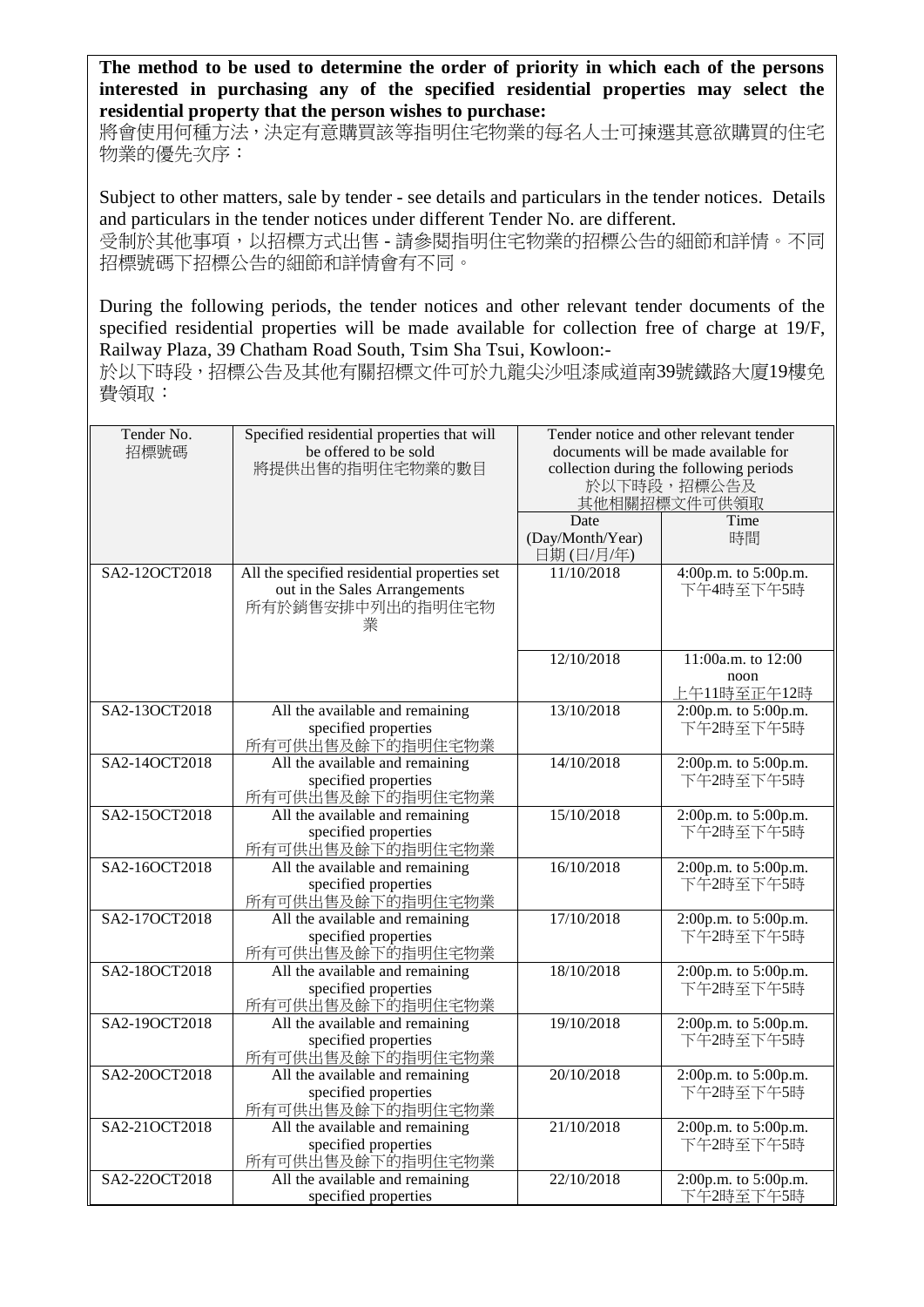**The method to be used to determine the order of priority in which each of the persons interested in purchasing any of the specified residential properties may select the residential property that the person wishes to purchase:**

將會使用何種方法，決定有意購買該等指明住宅物業的每名人士可揀選其意欲購買的住宅物業的優先次序：

Subject to other matters, sale by tender - see details and particulars in the tender notices. Details and particulars in the tender notices under different Tender No. are different.

受制於其他事項，以招標方式出售 - 請參閱指明住宅物業的招標公告的細節和詳情。不同招標號碼下招標公告的細節和詳情會有不同。

During the following periods, the tender notices and other relevant tender documents of the specified residential properties will be made available for collection free of charge at 19/F, Railway Plaza, 39 Chatham Road South, Tsim Sha Tsui, Kowloon:-

於以下時段，招標公告及其他有關招標文件可於九龍尖沙咀漆咸道南39號鐵路大廈19樓免費領取：

| Tender No. 招標號碼 | Specified residential properties that will be offered to be sold 將提供出售的指明住宅物業的數目 | Tender notice and other relevant tender documents will be made available for collection during the following periods 於以下時段，招標公告及其他相關招標文件可供領取 | |
|---|---|---|---|
| | | Date (Day/Month/Year) 日期 (日/月/年) | Time 時間 |
| SA2-12OCT2018 | All the specified residential properties set out in the Sales Arrangements 所有於銷售安排中列出的指明住宅物業 | 11/10/2018 | 4:00p.m. to 5:00p.m. 下午4時至下午5時 |
| | | 12/10/2018 | 11:00a.m. to 12:00 noon 上午11時至正午12時 |
| SA2-13OCT2018 | All the available and remaining specified properties 所有可供出售及餘下的指明住宅物業 | 13/10/2018 | 2:00p.m. to 5:00p.m. 下午2時至下午5時 |
| SA2-14OCT2018 | All the available and remaining specified properties 所有可供出售及餘下的指明住宅物業 | 14/10/2018 | 2:00p.m. to 5:00p.m. 下午2時至下午5時 |
| SA2-15OCT2018 | All the available and remaining specified properties 所有可供出售及餘下的指明住宅物業 | 15/10/2018 | 2:00p.m. to 5:00p.m. 下午2時至下午5時 |
| SA2-16OCT2018 | All the available and remaining specified properties 所有可供出售及餘下的指明住宅物業 | 16/10/2018 | 2:00p.m. to 5:00p.m. 下午2時至下午5時 |
| SA2-17OCT2018 | All the available and remaining specified properties 所有可供出售及餘下的指明住宅物業 | 17/10/2018 | 2:00p.m. to 5:00p.m. 下午2時至下午5時 |
| SA2-18OCT2018 | All the available and remaining specified properties 所有可供出售及餘下的指明住宅物業 | 18/10/2018 | 2:00p.m. to 5:00p.m. 下午2時至下午5時 |
| SA2-19OCT2018 | All the available and remaining specified properties 所有可供出售及餘下的指明住宅物業 | 19/10/2018 | 2:00p.m. to 5:00p.m. 下午2時至下午5時 |
| SA2-20OCT2018 | All the available and remaining specified properties 所有可供出售及餘下的指明住宅物業 | 20/10/2018 | 2:00p.m. to 5:00p.m. 下午2時至下午5時 |
| SA2-21OCT2018 | All the available and remaining specified properties 所有可供出售及餘下的指明住宅物業 | 21/10/2018 | 2:00p.m. to 5:00p.m. 下午2時至下午5時 |
| SA2-22OCT2018 | All the available and remaining specified properties | 22/10/2018 | 2:00p.m. to 5:00p.m. 下午2時至下午5時 |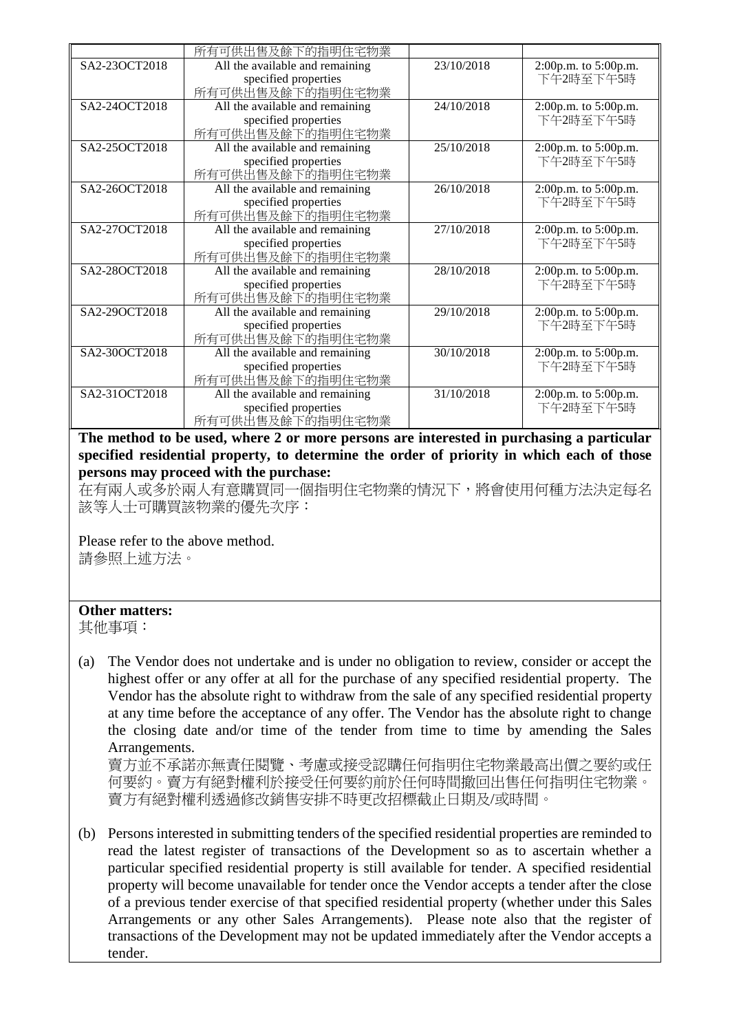| | | | |
|---|---|---|---|
| | 所有可供出售及餘下的指明住宅物業 | | |
| SA2-23OCT2018 | All the available and remaining specified properties 所有可供出售及餘下的指明住宅物業 | 23/10/2018 | 2:00p.m. to 5:00p.m. 下午2時至下午5時 |
| SA2-24OCT2018 | All the available and remaining specified properties 所有可供出售及餘下的指明住宅物業 | 24/10/2018 | 2:00p.m. to 5:00p.m. 下午2時至下午5時 |
| SA2-25OCT2018 | All the available and remaining specified properties 所有可供出售及餘下的指明住宅物業 | 25/10/2018 | 2:00p.m. to 5:00p.m. 下午2時至下午5時 |
| SA2-26OCT2018 | All the available and remaining specified properties 所有可供出售及餘下的指明住宅物業 | 26/10/2018 | 2:00p.m. to 5:00p.m. 下午2時至下午5時 |
| SA2-27OCT2018 | All the available and remaining specified properties 所有可供出售及餘下的指明住宅物業 | 27/10/2018 | 2:00p.m. to 5:00p.m. 下午2時至下午5時 |
| SA2-28OCT2018 | All the available and remaining specified properties 所有可供出售及餘下的指明住宅物業 | 28/10/2018 | 2:00p.m. to 5:00p.m. 下午2時至下午5時 |
| SA2-29OCT2018 | All the available and remaining specified properties 所有可供出售及餘下的指明住宅物業 | 29/10/2018 | 2:00p.m. to 5:00p.m. 下午2時至下午5時 |
| SA2-30OCT2018 | All the available and remaining specified properties 所有可供出售及餘下的指明住宅物業 | 30/10/2018 | 2:00p.m. to 5:00p.m. 下午2時至下午5時 |
| SA2-31OCT2018 | All the available and remaining specified properties 所有可供出售及餘下的指明住宅物業 | 31/10/2018 | 2:00p.m. to 5:00p.m. 下午2時至下午5時 |

**The method to be used, where 2 or more persons are interested in purchasing a particular specified residential property, to determine the order of priority in which each of those persons may proceed with the purchase:**
在有兩人或多於兩人有意購買同一個指明住宅物業的情況下，將會使用何種方法決定每名該等人士可購買該物業的優先次序：

Please refer to the above method.
請參照上述方法。

**Other matters:**
其他事項：

(a) The Vendor does not undertake and is under no obligation to review, consider or accept the highest offer or any offer at all for the purchase of any specified residential property. The Vendor has the absolute right to withdraw from the sale of any specified residential property at any time before the acceptance of any offer. The Vendor has the absolute right to change the closing date and/or time of the tender from time to time by amending the Sales Arrangements.
賣方並不承諾亦無責任閱覽、考慮或接受認購任何指明住宅物業最高出價之要約或任何要約。賣方有絕對權利於接受任何要約前於任何時間撤回出售任何指明住宅物業。賣方有絕對權利透過修改銷售安排不時更改招標截止日期及/或時間。

(b) Persons interested in submitting tenders of the specified residential properties are reminded to read the latest register of transactions of the Development so as to ascertain whether a particular specified residential property is still available for tender. A specified residential property will become unavailable for tender once the Vendor accepts a tender after the close of a previous tender exercise of that specified residential property (whether under this Sales Arrangements or any other Sales Arrangements). Please note also that the register of transactions of the Development may not be updated immediately after the Vendor accepts a tender.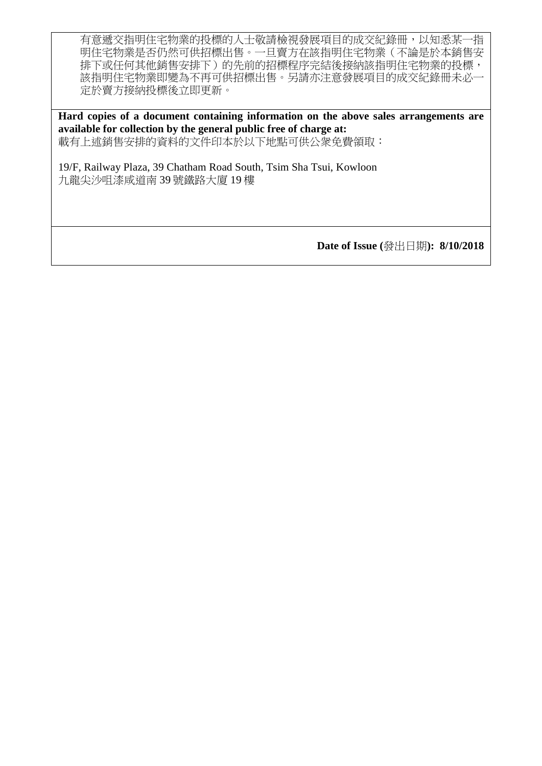有意遞交指明住宅物業的投標的人士敬請檢視發展項目的成交紀錄冊，以知悉某一指明住宅物業是否仍然可供招標出售。一旦賣方在該指明住宅物業（不論是於本銷售安排下或任何其他銷售安排下）的先前的招標程序完結後接納該指明住宅物業的投標，該指明住宅物業即變為不再可供招標出售。另請亦注意發展項目的成交紀錄冊未必一定於賣方接納投標後立即更新。

**Hard copies of a document containing information on the above sales arrangements are available for collection by the general public free of charge at:**
載有上述銷售安排的資料的文件印本於以下地點可供公眾免費領取：

19/F, Railway Plaza, 39 Chatham Road South, Tsim Sha Tsui, Kowloon
九龍尖沙咀漆咸道南 39 號鐵路大廈 19 樓

**Date of Issue (**發出日期**): 8/10/2018**